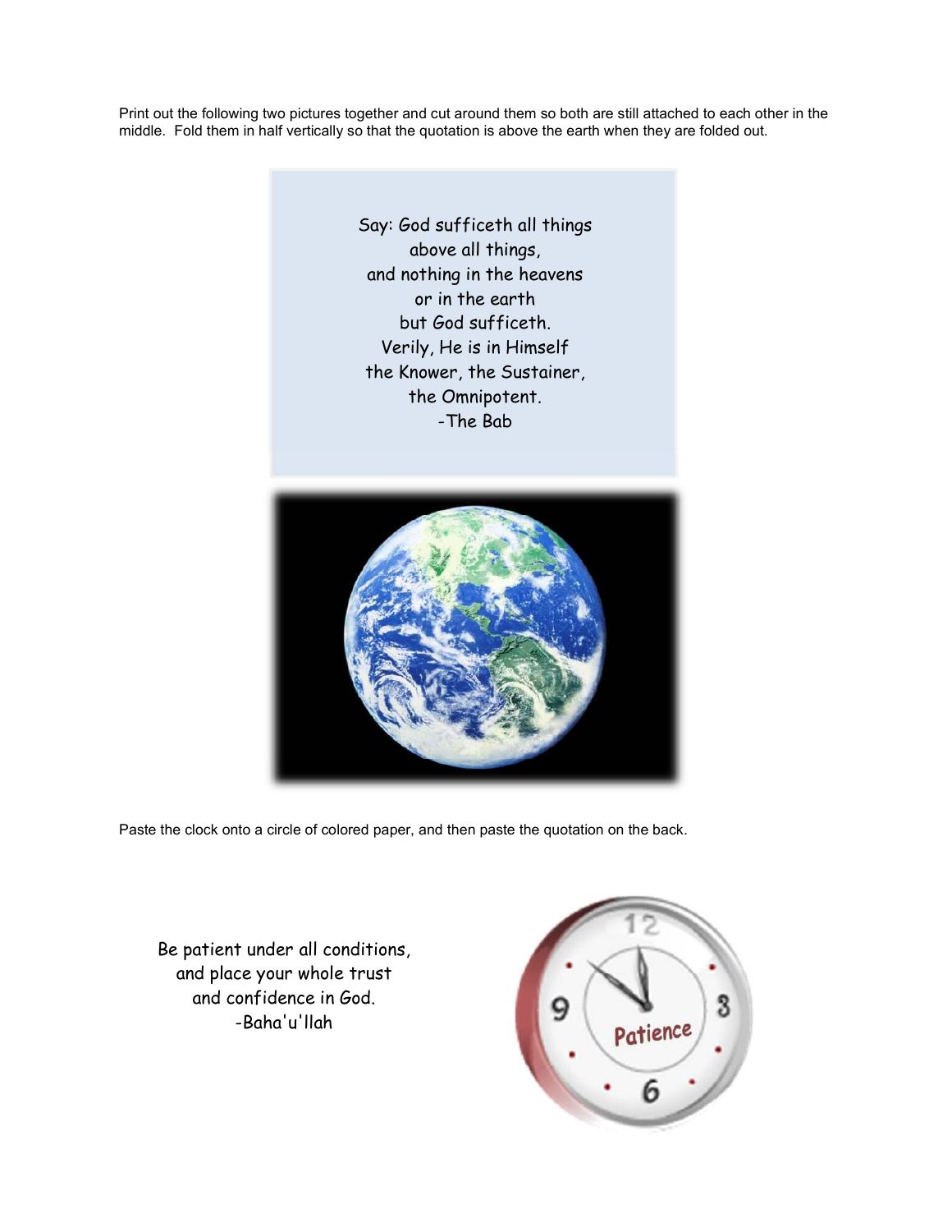Print out the following two pictures together and cut around them so both are still attached to each other in the middle. Fold them in half vertically so that the quotation is above the earth when they are folded out.

Say: God sufficeth all things
above all things,
and nothing in the heavens
or in the earth
but God sufficeth.
Verily, He is in Himself
the Knower, the Sustainer,
the Omnipotent.
-The Bab

Paste the clock onto a circle of colored paper, and then paste the quotation on the back.

Be patient under all conditions,
and place your whole trust
and confidence in God.
-Baha'u'llah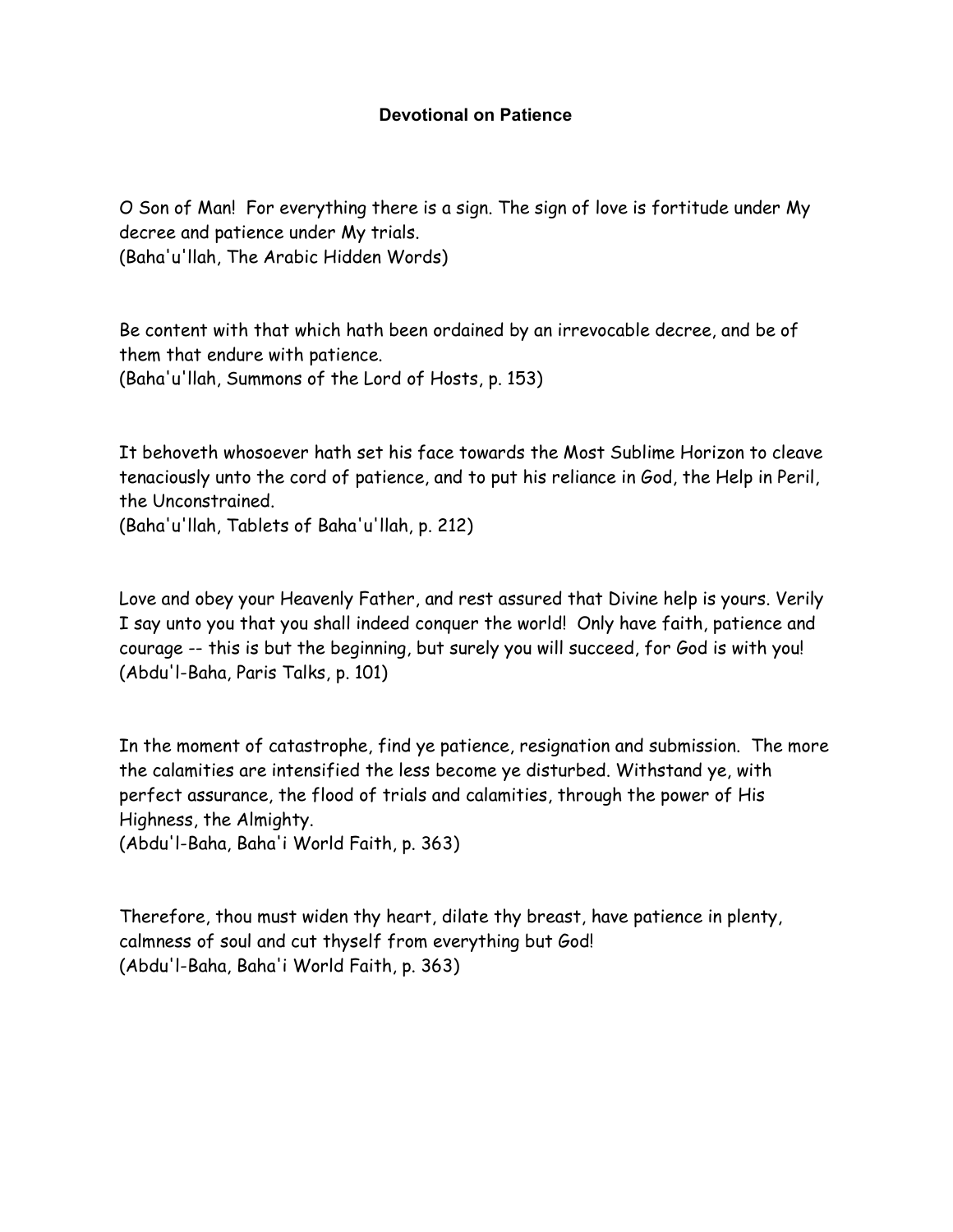# Devotional on Patience

O Son of Man! For everything there is a sign. The sign of love is fortitude under My decree and patience under My trials.
(Baha'u'llah, The Arabic Hidden Words)

Be content with that which hath been ordained by an irrevocable decree, and be of them that endure with patience.
(Baha'u'llah, Summons of the Lord of Hosts, p. 153)

It behoveth whosoever hath set his face towards the Most Sublime Horizon to cleave tenaciously unto the cord of patience, and to put his reliance in God, the Help in Peril, the Unconstrained.
(Baha'u'llah, Tablets of Baha'u'llah, p. 212)

Love and obey your Heavenly Father, and rest assured that Divine help is yours. Verily I say unto you that you shall indeed conquer the world! Only have faith, patience and courage -- this is but the beginning, but surely you will succeed, for God is with you!
(Abdu'l-Baha, Paris Talks, p. 101)

In the moment of catastrophe, find ye patience, resignation and submission. The more the calamities are intensified the less become ye disturbed. Withstand ye, with perfect assurance, the flood of trials and calamities, through the power of His Highness, the Almighty.
(Abdu'l-Baha, Baha'i World Faith, p. 363)

Therefore, thou must widen thy heart, dilate thy breast, have patience in plenty, calmness of soul and cut thyself from everything but God!
(Abdu'l-Baha, Baha'i World Faith, p. 363)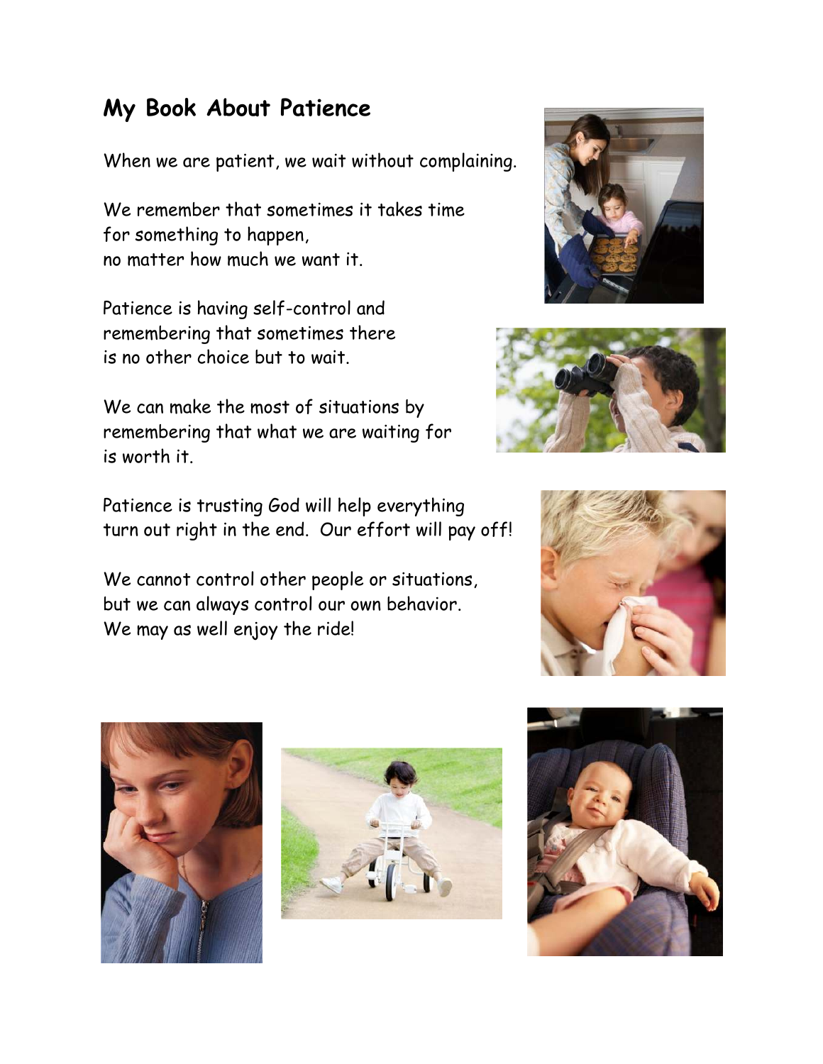## My Book About Patience

When we are patient, we wait without complaining.

We remember that sometimes it takes time
for something to happen,
no matter how much we want it.

Patience is having self-control and
remembering that sometimes there
is no other choice but to wait.

We can make the most of situations by
remembering that what we are waiting for
is worth it.

Patience is trusting God will help everything
turn out right in the end. Our effort will pay off!

We cannot control other people or situations,
but we can always control our own behavior.
We may as well enjoy the ride!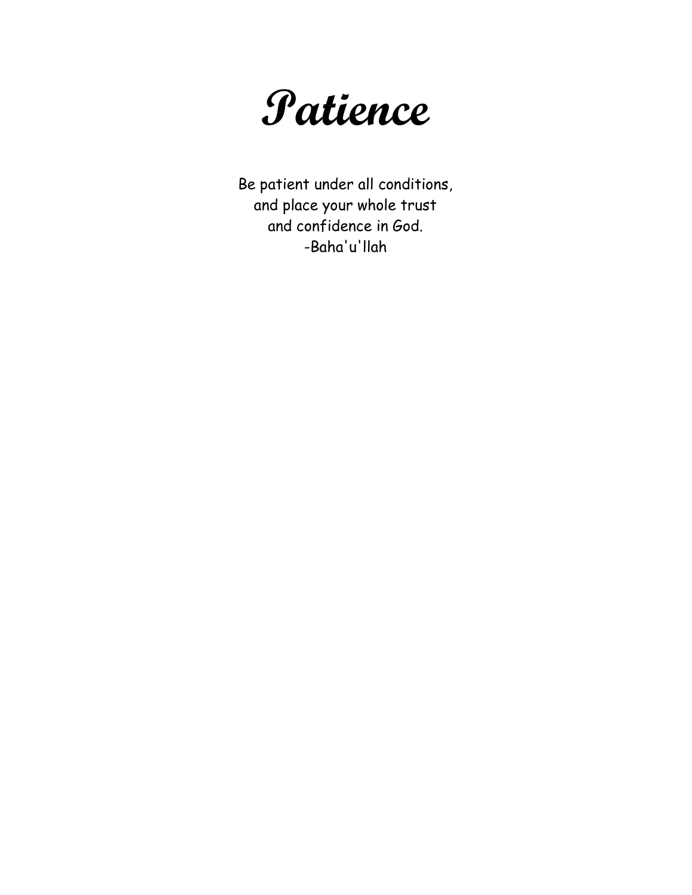# Patience

Be patient under all conditions,
and place your whole trust
and confidence in God.
-Baha'u'llah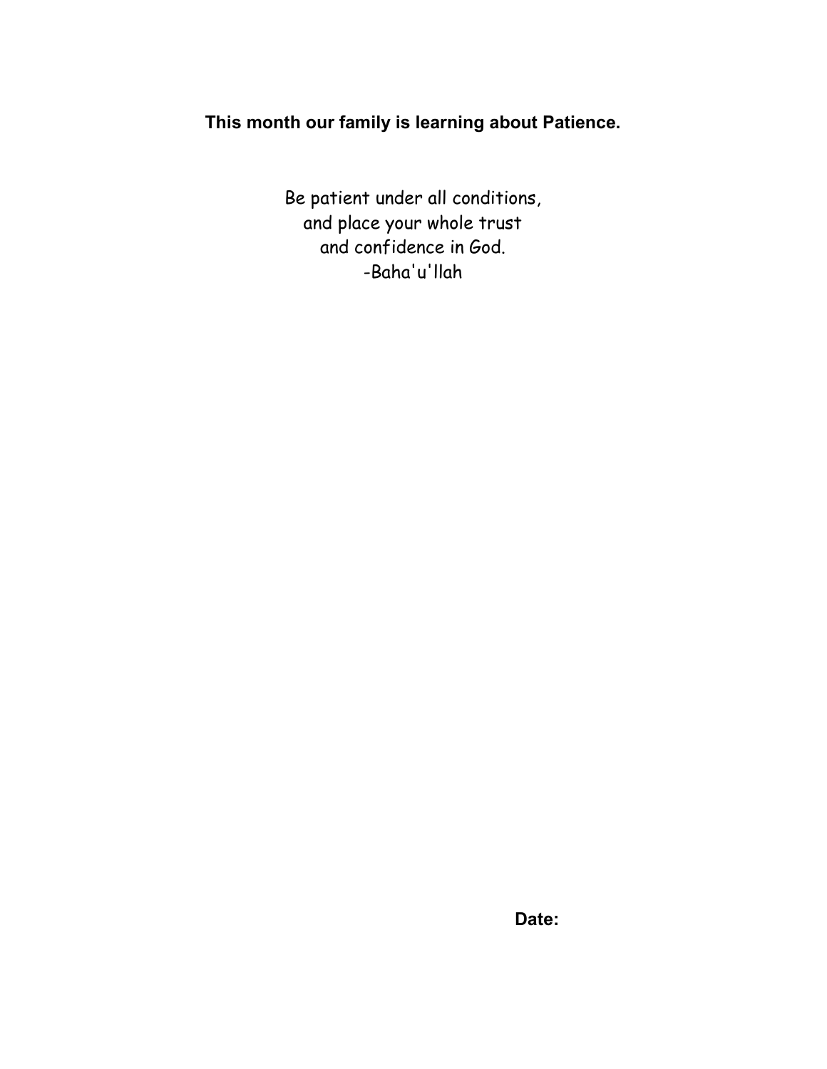**This month our family is learning about Patience.**

Be patient under all conditions,
and place your whole trust
and confidence in God.
-Baha'u'llah

**Date:**